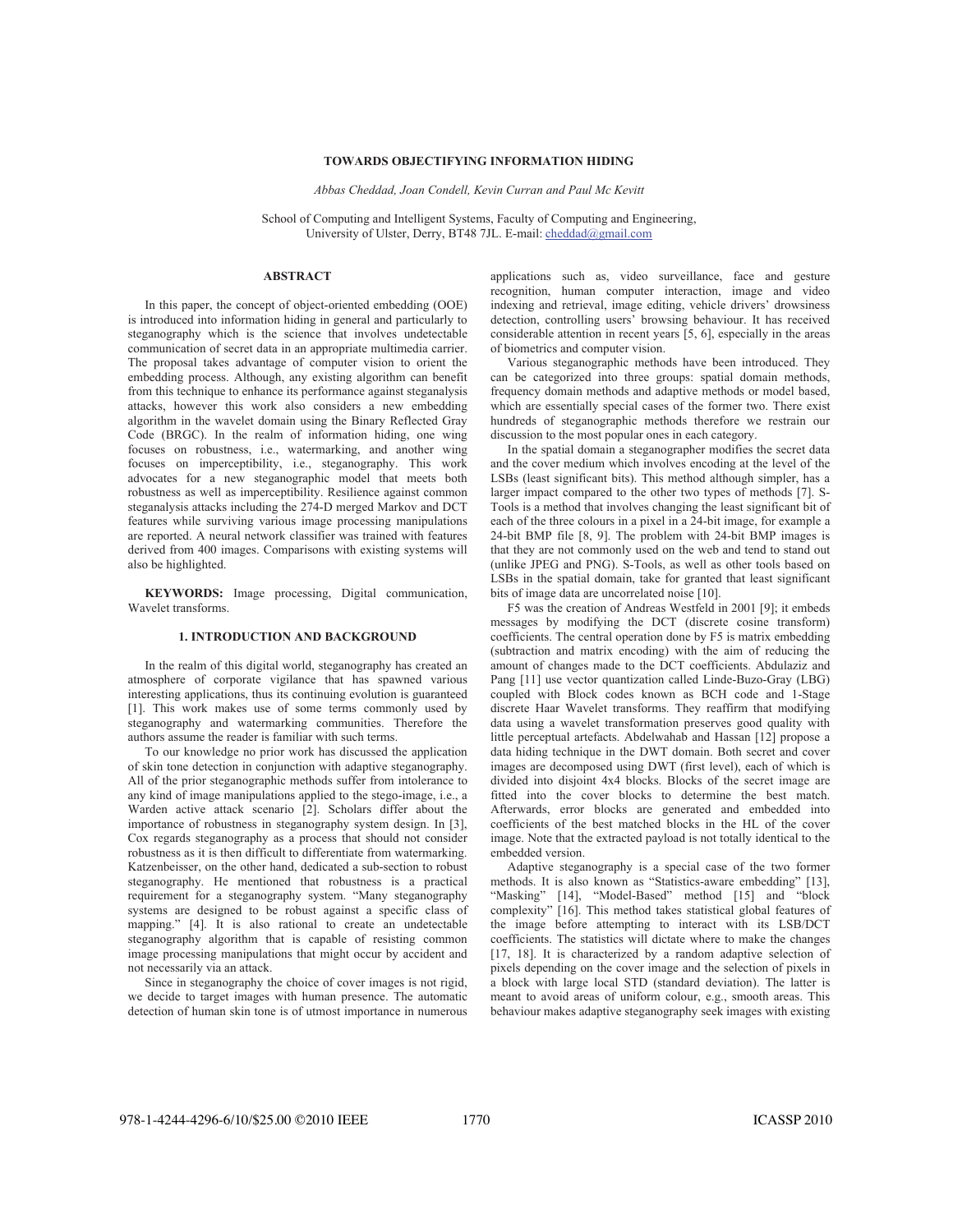# TOWARDS OBJECTIFYING INFORMATION HIDING

*Abbas Cheddad, Joan Condell, Kevin Curran and Paul Mc Kevitt*

School of Computing and Intelligent Systems, Faculty of Computing and Engineering, University of Ulster, Derry, BT48 7JL. E-mail: cheddad@gmail.com

## ABSTRACT

In this paper, the concept of object-oriented embedding (OOE) is introduced into information hiding in general and particularly to steganography which is the science that involves undetectable communication of secret data in an appropriate multimedia carrier. The proposal takes advantage of computer vision to orient the embedding process. Although, any existing algorithm can benefit from this technique to enhance its performance against steganalysis attacks, however this work also considers a new embedding algorithm in the wavelet domain using the Binary Reflected Gray Code (BRGC). In the realm of information hiding, one wing focuses on robustness, i.e., watermarking, and another wing focuses on imperceptibility, i.e., steganography. This work advocates for a new steganographic model that meets both robustness as well as imperceptibility. Resilience against common steganalysis attacks including the 274-D merged Markov and DCT features while surviving various image processing manipulations are reported. A neural network classifier was trained with features derived from 400 images. Comparisons with existing systems will also be highlighted.

**KEYWORDS:** Image processing, Digital communication, Wavelet transforms.

## 1. INTRODUCTION AND BACKGROUND

In the realm of this digital world, steganography has created an atmosphere of corporate vigilance that has spawned various interesting applications, thus its continuing evolution is guaranteed [1]. This work makes use of some terms commonly used by steganography and watermarking communities. Therefore the authors assume the reader is familiar with such terms.

To our knowledge no prior work has discussed the application of skin tone detection in conjunction with adaptive steganography. All of the prior steganographic methods suffer from intolerance to any kind of image manipulations applied to the stego-image, i.e., a Warden active attack scenario [2]. Scholars differ about the importance of robustness in steganography system design. In [3], Cox regards steganography as a process that should not consider robustness as it is then difficult to differentiate from watermarking. Katzenbeisser, on the other hand, dedicated a sub-section to robust steganography. He mentioned that robustness is a practical requirement for a steganography system. "Many steganography systems are designed to be robust against a specific class of mapping." [4]. It is also rational to create an undetectable steganography algorithm that is capable of resisting common image processing manipulations that might occur by accident and not necessarily via an attack.

Since in steganography the choice of cover images is not rigid, we decide to target images with human presence. The automatic detection of human skin tone is of utmost importance in numerous applications such as, video surveillance, face and gesture recognition, human computer interaction, image and video indexing and retrieval, image editing, vehicle drivers' drowsiness detection, controlling users' browsing behaviour. It has received considerable attention in recent years [5, 6], especially in the areas of biometrics and computer vision.

Various steganographic methods have been introduced. They can be categorized into three groups: spatial domain methods, frequency domain methods and adaptive methods or model based, which are essentially special cases of the former two. There exist hundreds of steganographic methods therefore we restrain our discussion to the most popular ones in each category.

In the spatial domain a steganographer modifies the secret data and the cover medium which involves encoding at the level of the LSBs (least significant bits). This method although simpler, has a larger impact compared to the other two types of methods [7]. S-Tools is a method that involves changing the least significant bit of each of the three colours in a pixel in a 24-bit image, for example a 24-bit BMP file [8, 9]. The problem with 24-bit BMP images is that they are not commonly used on the web and tend to stand out (unlike JPEG and PNG). S-Tools, as well as other tools based on LSBs in the spatial domain, take for granted that least significant bits of image data are uncorrelated noise [10].

F5 was the creation of Andreas Westfeld in 2001 [9]; it embeds messages by modifying the DCT (discrete cosine transform) coefficients. The central operation done by F5 is matrix embedding (subtraction and matrix encoding) with the aim of reducing the amount of changes made to the DCT coefficients. Abdulaziz and Pang [11] use vector quantization called Linde-Buzo-Gray (LBG) coupled with Block codes known as BCH code and 1-Stage discrete Haar Wavelet transforms. They reaffirm that modifying data using a wavelet transformation preserves good quality with little perceptual artefacts. Abdelwahab and Hassan [12] propose a data hiding technique in the DWT domain. Both secret and cover images are decomposed using DWT (first level), each of which is divided into disjoint 4x4 blocks. Blocks of the secret image are fitted into the cover blocks to determine the best match. Afterwards, error blocks are generated and embedded into coefficients of the best matched blocks in the HL of the cover image. Note that the extracted payload is not totally identical to the embedded version.

Adaptive steganography is a special case of the two former methods. It is also known as "Statistics-aware embedding" [13], "Masking" [14], "Model-Based" method [15] and "block complexity" [16]. This method takes statistical global features of the image before attempting to interact with its LSB/DCT coefficients. The statistics will dictate where to make the changes [17, 18]. It is characterized by a random adaptive selection of pixels depending on the cover image and the selection of pixels in a block with large local STD (standard deviation). The latter is meant to avoid areas of uniform colour, e.g., smooth areas. This behaviour makes adaptive steganography seek images with existing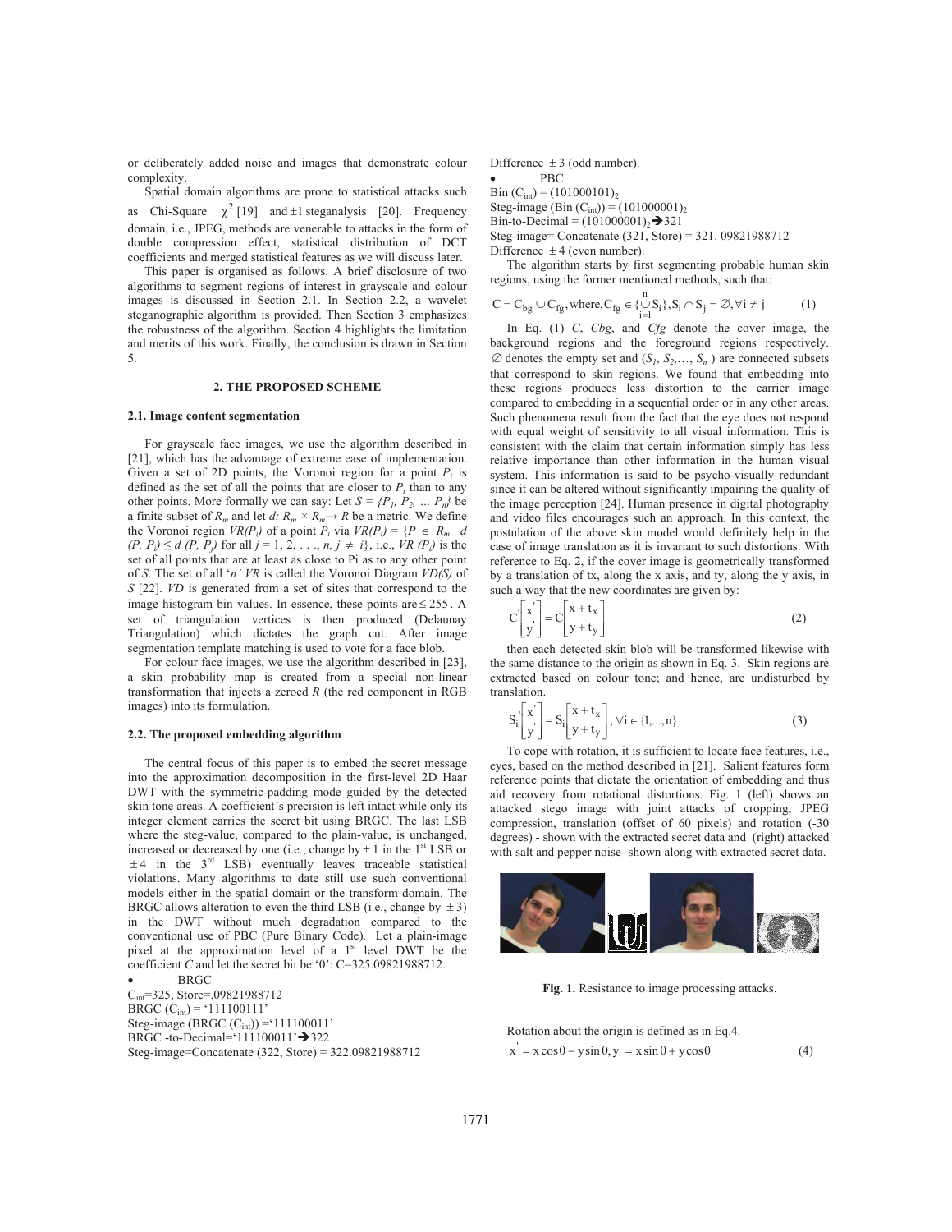or deliberately added noise and images that demonstrate colour complexity.

Spatial domain algorithms are prone to statistical attacks such as Chi-Square $\chi^2$ [19] and $\pm 1$ steganalysis [20]. Frequency domain, i.e., JPEG, methods are venerable to attacks in the form of double compression effect, statistical distribution of DCT coefficients and merged statistical features as we will discuss later.

This paper is organised as follows. A brief disclosure of two algorithms to segment regions of interest in grayscale and colour images is discussed in Section 2.1. In Section 2.2, a wavelet steganographic algorithm is provided. Then Section 3 emphasizes the robustness of the algorithm. Section 4 highlights the limitation and merits of this work. Finally, the conclusion is drawn in Section 5.

## 2. THE PROPOSED SCHEME

### 2.1. Image content segmentation

For grayscale face images, we use the algorithm described in [21], which has the advantage of extreme ease of implementation. Given a set of 2D points, the Voronoi region for a point $P_i$ is defined as the set of all the points that are closer to $P_i$ than to any other points. More formally we can say: Let $S = \{P_1, P_2, \ldots P_n\}$ be a finite subset of $R_m$ and let $d: R_m \times R_m \rightarrow R$ be a metric. We define the Voronoi region $VR(P_i)$ of a point $P_i$ via $VR(P_i) = \{P \in R_m \mid d(P, P_i) \leq d(P, P_j)$ for all $j = 1, 2, \ldots, n, j \neq i\}$, i.e., $VR(P_i)$ is the set of all points that are at least as close to Pi as to any other point of $S$. The set of all '$n$' $VR$ is called the Voronoi Diagram $VD(S)$ of $S$ [22]. $VD$ is generated from a set of sites that correspond to the image histogram bin values. In essence, these points are $\leq 255$. A set of triangulation vertices is then produced (Delaunay Triangulation) which dictates the graph cut. After image segmentation template matching is used to vote for a face blob.

For colour face images, we use the algorithm described in [23], a skin probability map is created from a special non-linear transformation that injects a zeroed $R$ (the red component in RGB images) into its formulation.

### 2.2. The proposed embedding algorithm

The central focus of this paper is to embed the secret message into the approximation decomposition in the first-level 2D Haar DWT with the symmetric-padding mode guided by the detected skin tone areas. A coefficient's precision is left intact while only its integer element carries the secret bit using BRGC. The last LSB where the steg-value, compared to the plain-value, is unchanged, increased or decreased by one (i.e., change by $\pm 1$ in the 1st LSB or $\pm 4$ in the 3rd LSB) eventually leaves traceable statistical violations. Many algorithms to date still use such conventional models either in the spatial domain or the transform domain. The BRGC allows alteration to even the third LSB (i.e., change by $\pm 3$) in the DWT without much degradation compared to the conventional use of PBC (Pure Binary Code). Let a plain-image pixel at the approximation level of a 1st level DWT be the coefficient $C$ and let the secret bit be '0': C=325.09821988712.

- BRGC

$C_{int}$=325, Store=.09821988712
BRGC ($C_{int}$) = '111100111'
Steg-image (BRGC ($C_{int}$)) ='111100011'
BRGC -to-Decimal='111100011'→322
Steg-image=Concatenate (322, Store) = 322.09821988712
Difference $\pm 3$ (odd number).

- PBC

Bin ($C_{int}$) = $(101000101)_2$
Steg-image (Bin ($C_{int}$)) = $(101000001)_2$
Bin-to-Decimal = $(101000001)_2$→321
Steg-image= Concatenate (321, Store) = 321. 09821988712
Difference $\pm 4$ (even number).

The algorithm starts by first segmenting probable human skin regions, using the former mentioned methods, such that:

$$C = C_{bg} \cup C_{fg}, \text{where}, C_{fg} \in \{\bigcup_{i=1}^{n} S_i\}, S_i \cap S_j = \varnothing, \forall i \neq j \quad (1)$$

In Eq. (1) $C$, $Cbg$, and $Cfg$ denote the cover image, the background regions and the foreground regions respectively. $\varnothing$ denotes the empty set and ($S_1, S_2, \ldots, S_n$) are connected subsets that correspond to skin regions. We found that embedding into these regions produces less distortion to the carrier image compared to embedding in a sequential order or in any other areas. Such phenomena result from the fact that the eye does not respond with equal weight of sensitivity to all visual information. This is consistent with the claim that certain information simply has less relative importance than other information in the human visual system. This information is said to be psycho-visually redundant since it can be altered without significantly impairing the quality of the image perception [24]. Human presence in digital photography and video files encourages such an approach. In this context, the postulation of the above skin model would definitely help in the case of image translation as it is invariant to such distortions. With reference to Eq. 2, if the cover image is geometrically transformed by a translation of tx, along the x axis, and ty, along the y axis, in such a way that the new coordinates are given by:

$$C'\begin{bmatrix} x' \\ y' \end{bmatrix} = C\begin{bmatrix} x + t_x \\ y + t_y \end{bmatrix} \quad (2)$$

then each detected skin blob will be transformed likewise with the same distance to the origin as shown in Eq. 3. Skin regions are extracted based on colour tone; and hence, are undisturbed by translation.

$$S_i'\begin{bmatrix} x' \\ y' \end{bmatrix} = S_i\begin{bmatrix} x + t_x \\ y + t_y \end{bmatrix}, \forall i \in \{1, \ldots, n\} \quad (3)$$

To cope with rotation, it is sufficient to locate face features, i.e., eyes, based on the method described in [21]. Salient features form reference points that dictate the orientation of embedding and thus aid recovery from rotational distortions. Fig. 1 (left) shows an attacked stego image with joint attacks of cropping, JPEG compression, translation (offset of 60 pixels) and rotation (-30 degrees) - shown with the extracted secret data and (right) attacked with salt and pepper noise- shown along with extracted secret data.

**Fig. 1.** Resistance to image processing attacks.

Rotation about the origin is defined as in Eq.4.

$$x' = x\cos\theta - y\sin\theta, y' = x\sin\theta + y\cos\theta \quad (4)$$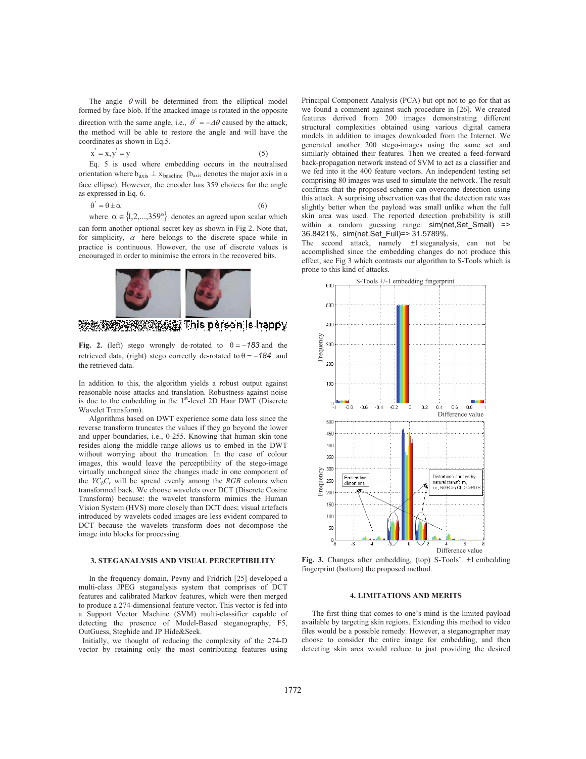The angle $\theta$ will be determined from the elliptical model formed by face blob. If the attacked image is rotated in the opposite direction with the same angle, i.e., $\theta' = -\Delta\theta$ caused by the attack, the method will be able to restore the angle and will have the coordinates as shown in Eq.5.

$$x' = x, y' = y \tag{5}$$

Eq. 5 is used where embedding occurs in the neutralised orientation where $b_{axis} \perp x_{baseline}$ ($b_{axis}$ denotes the major axis in a face ellipse). However, the encoder has 359 choices for the angle as expressed in Eq. 6.

$$\theta' = \theta \pm \alpha \tag{6}$$

where $\alpha \in \{1,2,...,359°\}$ denotes an agreed upon scalar which can form another optional secret key as shown in Fig 2. Note that, for simplicity, $\alpha$ here belongs to the discrete space while in practice is continuous. However, the use of discrete values is encouraged in order to minimise the errors in the recovered bits.

**Fig. 2.** (left) stego wrongly de-rotated to $\theta = -183$ and the retrieved data, (right) stego correctly de-rotated to $\theta = -184$ and the retrieved data.

In addition to this, the algorithm yields a robust output against reasonable noise attacks and translation. Robustness against noise is due to the embedding in the 1[st]-level 2D Haar DWT (Discrete Wavelet Transform).

Algorithms based on DWT experience some data loss since the reverse transform truncates the values if they go beyond the lower and upper boundaries, i.e., 0-255. Knowing that human skin tone resides along the middle range allows us to embed in the DWT without worrying about the truncation. In the case of colour images, this would leave the perceptibility of the stego-image virtually unchanged since the changes made in one component of the $YC_bC_r$ will be spread evenly among the *RGB* colours when transformed back. We choose wavelets over DCT (Discrete Cosine Transform) because: the wavelet transform mimics the Human Vision System (HVS) more closely than DCT does; visual artefacts introduced by wavelets coded images are less evident compared to DCT because the wavelets transform does not decompose the image into blocks for processing.

### 3. STEGANALYSIS AND VISUAL PERCEPTIBILITY

In the frequency domain, Pevny and Fridrich [25] developed a multi-class JPEG steganalysis system that comprises of DCT features and calibrated Markov features, which were then merged to produce a 274-dimensional feature vector. This vector is fed into a Support Vector Machine (SVM) multi-classifier capable of detecting the presence of Model-Based steganography, F5, OutGuess, Steghide and JP Hide&Seek.

Initially, we thought of reducing the complexity of the 274-D vector by retaining only the most contributing features using Principal Component Analysis (PCA) but opt not to go for that as we found a comment against such procedure in [26]. We created features derived from 200 images demonstrating different structural complexities obtained using various digital camera models in addition to images downloaded from the Internet. We generated another 200 stego-images using the same set and similarly obtained their features. Then we created a feed-forward back-propagation network instead of SVM to act as a classifier and we fed into it the 400 feature vectors. An independent testing set comprising 80 images was used to simulate the network. The result confirms that the proposed scheme can overcome detection using this attack. A surprising observation was that the detection rate was slightly better when the payload was small unlike when the full skin area was used. The reported detection probability is still within a random guessing range: sim(net,Set_Small) => 36.8421%, sim(net,Set_Full)=> 31.5789%.

The second attack, namely $\pm 1$ steganalysis, can not be accomplished since the embedding changes do not produce this effect, see Fig 3 which contrasts our algorithm to S-Tools which is prone to this kind of attacks.

**Fig. 3.** Changes after embedding, (top) S-Tools' $\pm 1$ embedding fingerprint (bottom) the proposed method.

### 4. LIMITATIONS AND MERITS

The first thing that comes to one's mind is the limited payload available by targeting skin regions. Extending this method to video files would be a possible remedy. However, a steganographer may choose to consider the entire image for embedding, and then detecting skin area would reduce to just providing the desired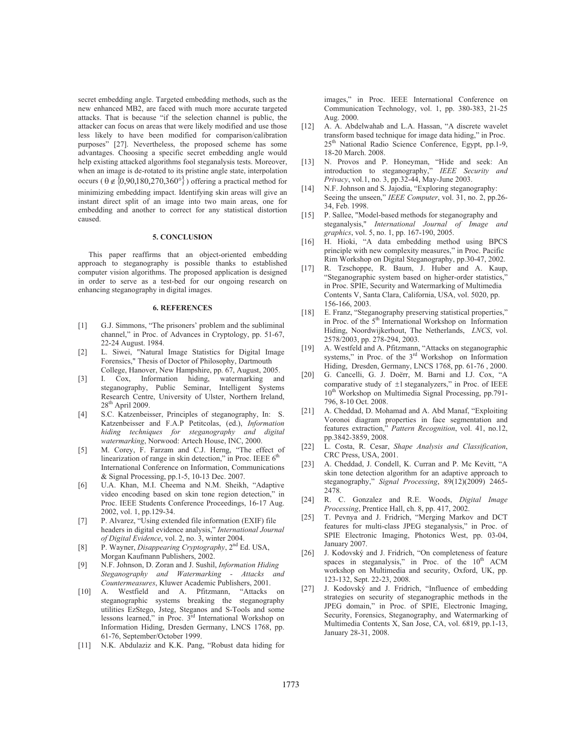secret embedding angle. Targeted embedding methods, such as the new enhanced MB2, are faced with much more accurate targeted attacks. That is because "if the selection channel is public, the attacker can focus on areas that were likely modified and use those less likely to have been modified for comparison/calibration purposes" [27]. Nevertheless, the proposed scheme has some advantages. Choosing a specific secret embedding angle would help existing attacked algorithms fool steganalysis tests. Moreover, when an image is de-rotated to its pristine angle state, interpolation occurs ( $\theta \notin \{0,90,180,270,360°\}$ ) offering a practical method for minimizing embedding impact. Identifying skin areas will give an instant direct split of an image into two main areas, one for embedding and another to correct for any statistical distortion caused.

## 5. CONCLUSION

This paper reaffirms that an object-oriented embedding approach to steganography is possible thanks to established computer vision algorithms. The proposed application is designed in order to serve as a test-bed for our ongoing research on enhancing steganography in digital images.

## 6. REFERENCES

[1] G.J. Simmons, "The prisoners' problem and the subliminal channel," in Proc. of Advances in Cryptology, pp. 51-67, 22-24 August. 1984.

[2] L. Siwei, "Natural Image Statistics for Digital Image Forensics," Thesis of Doctor of Philosophy, Dartmouth College, Hanover, New Hampshire, pp. 67, August, 2005.

[3] I. Cox, Information hiding, watermarking and steganography, Public Seminar, Intelligent Systems Research Centre, University of Ulster, Northern Ireland, 28th April 2009.

[4] S.C. Katzenbeisser, Principles of steganography, In: S. Katzenbeisser and F.A.P Petitcolas, (ed.), *Information hiding techniques for steganography and digital watermarking*, Norwood: Artech House, INC, 2000.

[5] M. Corey, F. Farzam and C.J. Herng, "The effect of linearization of range in skin detection," in Proc. IEEE 6th International Conference on Information, Communications & Signal Processing, pp.1-5, 10-13 Dec. 2007.

[6] U.A. Khan, M.I. Cheema and N.M. Sheikh, "Adaptive video encoding based on skin tone region detection," in Proc. IEEE Students Conference Proceedings, 16-17 Aug. 2002, vol. 1, pp.129-34.

[7] P. Alvarez, "Using extended file information (EXIF) file headers in digital evidence analysis," *International Journal of Digital Evidence*, vol. 2, no. 3, winter 2004.

[8] P. Wayner, *Disappearing Cryptography*, 2nd Ed. USA, Morgan Kaufmann Publishers, 2002.

[9] N.F. Johnson, D. Zoran and J. Sushil, *Information Hiding Steganography and Watermarking - Attacks and Countermeasures*, Kluwer Academic Publishers, 2001.

[10] A. Westfield and A. Pfitzmann, "Attacks on steganographic systems breaking the steganography utilities EzStego, Jsteg, Steganos and S-Tools and some lessons learned," in Proc. 3rd International Workshop on Information Hiding, Dresden Germany, LNCS 1768, pp. 61-76, September/October 1999.

[11] N.K. Abdulaziz and K.K. Pang, "Robust data hiding for images," in Proc. IEEE International Conference on Communication Technology, vol. 1, pp. 380-383, 21-25 Aug. 2000.

[12] A. A. Abdelwahab and L.A. Hassan, "A discrete wavelet transform based technique for image data hiding," in Proc. 25th National Radio Science Conference, Egypt, pp.1-9, 18-20 March. 2008.

[13] N. Provos and P. Honeyman, "Hide and seek: An introduction to steganography," *IEEE Security and Privacy*, vol.1, no. 3, pp.32-44, May-June 2003.

[14] N.F. Johnson and S. Jajodia, "Exploring steganography: Seeing the unseen," *IEEE Computer*, vol. 31, no. 2, pp.26-34, Feb. 1998.

[15] P. Sallee, "Model-based methods for steganography and steganalysis," *International Journal of Image and graphics*, vol. 5, no. 1, pp. 167-190, 2005.

[16] H. Hioki, "A data embedding method using BPCS principle with new complexity measures," in Proc. Pacific Rim Workshop on Digital Steganography, pp.30-47, 2002.

[17] R. Tzschoppe, R. Baum, J. Huber and A. Kaup, "Steganographic system based on higher-order statistics," in Proc. SPIE, Security and Watermarking of Multimedia Contents V, Santa Clara, California, USA, vol. 5020, pp. 156-166, 2003.

[18] E. Franz, "Steganography preserving statistical properties," in Proc. of the 5th International Workshop on Information Hiding, Noordwijkerhout, The Netherlands, *LNCS*, vol. 2578/2003, pp. 278-294, 2003.

[19] A. Westfeld and A. Pfitzmann, "Attacks on steganographic systems," in Proc. of the 3rd Workshop on Information Hiding, Dresden, Germany, LNCS 1768, pp. 61-76 , 2000.

[20] G. Cancelli, G. J. Doërr, M. Barni and I.J. Cox, "A comparative study of $\pm 1$ steganalyzers," in Proc. of IEEE 10th Workshop on Multimedia Signal Processing, pp.791-796, 8-10 Oct. 2008.

[21] A. Cheddad, D. Mohamad and A. Abd Manaf, "Exploiting Voronoi diagram properties in face segmentation and features extraction," *Pattern Recognition*, vol. 41, no.12, pp.3842-3859, 2008.

[22] L. Costa, R. Cesar, *Shape Analysis and Classification*, CRC Press, USA, 2001.

[23] A. Cheddad, J. Condell, K. Curran and P. Mc Kevitt, "A skin tone detection algorithm for an adaptive approach to steganography," *Signal Processing*, 89(12)(2009) 2465-2478.

[24] R. C. Gonzalez and R.E. Woods, *Digital Image Processing*, Prentice Hall, ch. 8, pp. 417, 2002.

[25] T. Pevnya and J. Fridrich, "Merging Markov and DCT features for multi-class JPEG steganalysis," in Proc. of SPIE Electronic Imaging, Photonics West, pp. 03-04, January 2007.

[26] J. Kodovský and J. Fridrich, "On completeness of feature spaces in steganalysis," in Proc. of the 10th ACM workshop on Multimedia and security, Oxford, UK, pp. 123-132, Sept. 22-23, 2008.

[27] J. Kodovský and J. Fridrich, "Influence of embedding strategies on security of steganographic methods in the JPEG domain," in Proc. of SPIE, Electronic Imaging, Security, Forensics, Steganography, and Watermarking of Multimedia Contents X, San Jose, CA, vol. 6819, pp.1-13, January 28-31, 2008.